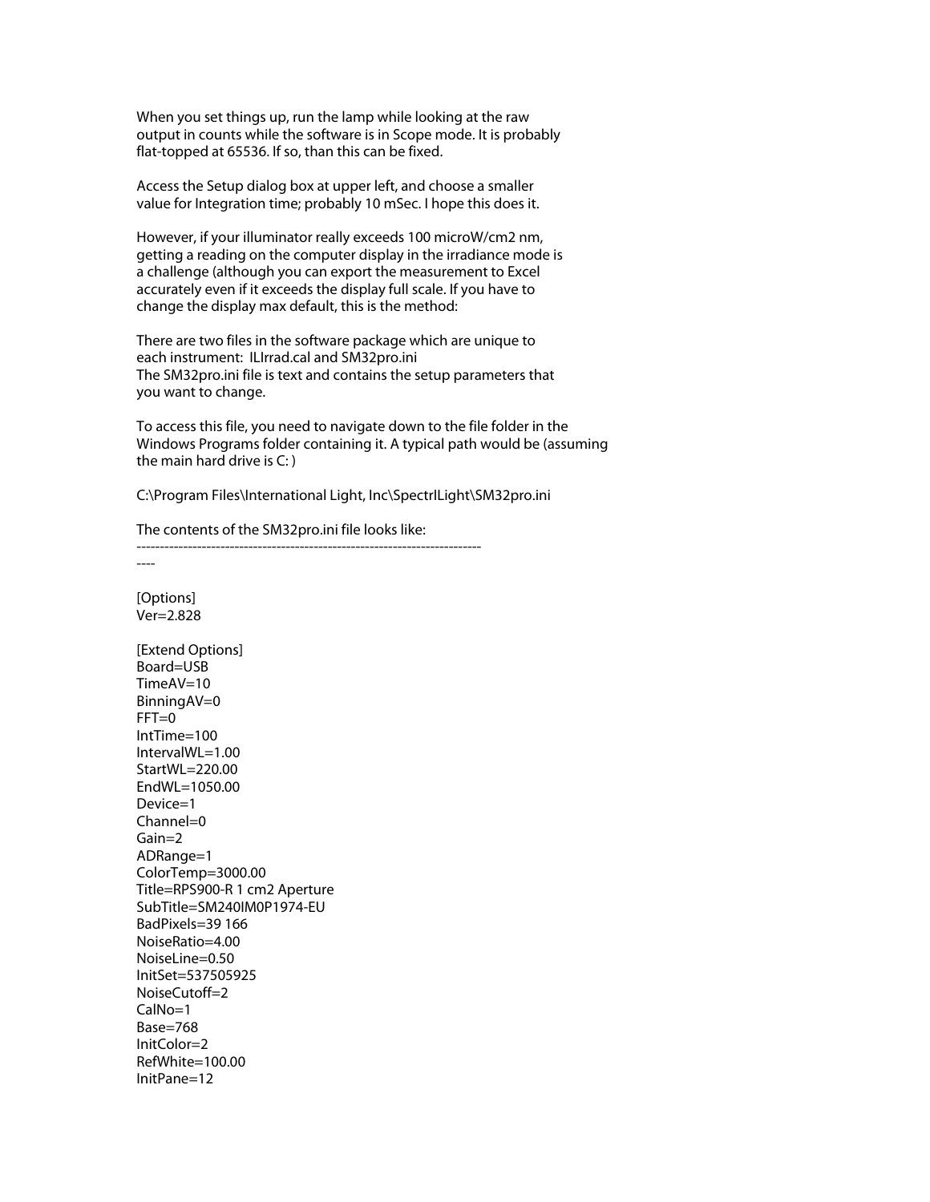When you set things up, run the lamp while looking at the raw output in counts while the software is in Scope mode. It is probably flat-topped at 65536. If so, than this can be fixed.

Access the Setup dialog box at upper left, and choose a smaller value for Integration time; probably 10 mSec. I hope this does it.

However, if your illuminator really exceeds 100 microW/cm2 nm, getting a reading on the computer display in the irradiance mode is a challenge (although you can export the measurement to Excel accurately even if it exceeds the display full scale. If you have to change the display max default, this is the method:

There are two files in the software package which are unique to each instrument: ILIrrad.cal and SM32pro.ini
The SM32pro.ini file is text and contains the setup parameters that you want to change.

To access this file, you need to navigate down to the file folder in the Windows Programs folder containing it. A typical path would be (assuming the main hard drive is C: )

C:\Program Files\International Light, Inc\SpectrILight\SM32pro.ini

The contents of the SM32pro.ini file looks like:

```
--------------------------------------------------------------------------
----

[Options]
Ver=2.828

[Extend Options]
Board=USB
TimeAV=10
BinningAV=0
FFT=0
IntTime=100
IntervalWL=1.00
StartWL=220.00
EndWL=1050.00
Device=1
Channel=0
Gain=2
ADRange=1
ColorTemp=3000.00
Title=RPS900-R 1 cm2 Aperture
SubTitle=SM240IM0P1974-EU
BadPixels=39 166
NoiseRatio=4.00
NoiseLine=0.50
InitSet=537505925
NoiseCutoff=2
CalNo=1
Base=768
InitColor=2
RefWhite=100.00
InitPane=12
```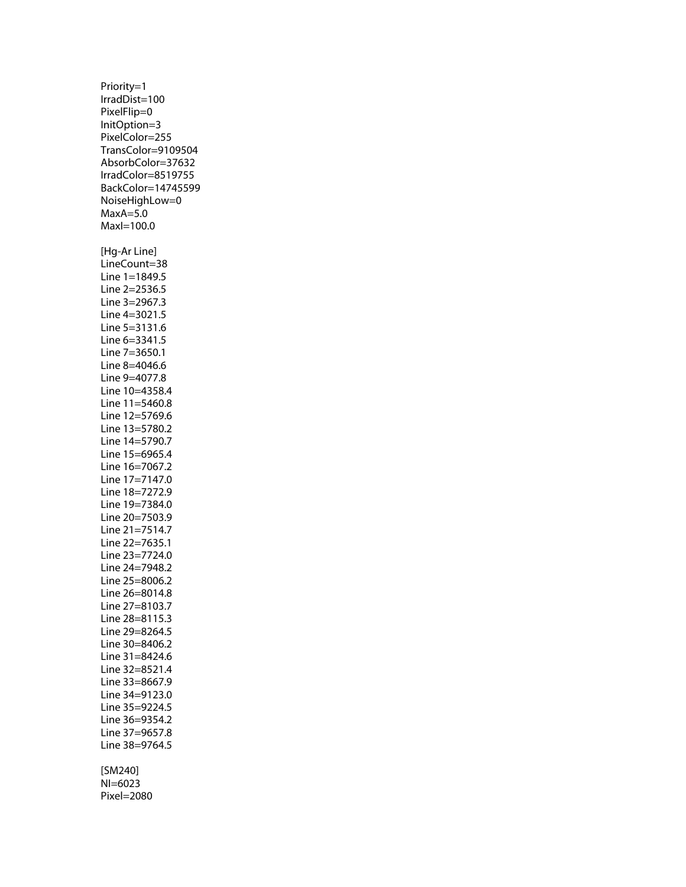Priority=1
IrradDist=100
PixelFlip=0
InitOption=3
PixelColor=255
TransColor=9109504
AbsorbColor=37632
IrradColor=8519755
BackColor=14745599
NoiseHighLow=0
MaxA=5.0
MaxI=100.0

[Hg-Ar Line]
LineCount=38
Line 1=1849.5
Line 2=2536.5
Line 3=2967.3
Line 4=3021.5
Line 5=3131.6
Line 6=3341.5
Line 7=3650.1
Line 8=4046.6
Line 9=4077.8
Line 10=4358.4
Line 11=5460.8
Line 12=5769.6
Line 13=5780.2
Line 14=5790.7
Line 15=6965.4
Line 16=7067.2
Line 17=7147.0
Line 18=7272.9
Line 19=7384.0
Line 20=7503.9
Line 21=7514.7
Line 22=7635.1
Line 23=7724.0
Line 24=7948.2
Line 25=8006.2
Line 26=8014.8
Line 27=8103.7
Line 28=8115.3
Line 29=8264.5
Line 30=8406.2
Line 31=8424.6
Line 32=8521.4
Line 33=8667.9
Line 34=9123.0
Line 35=9224.5
Line 36=9354.2
Line 37=9657.8
Line 38=9764.5

[SM240]
NI=6023
Pixel=2080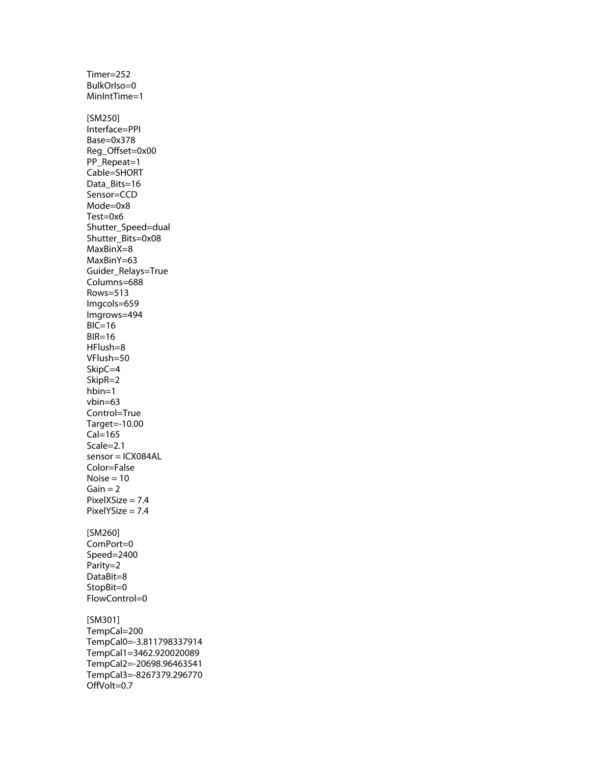Timer=252
BulkOrIso=0
MinIntTime=1

[SM250]
Interface=PPI
Base=0x378
Reg_Offset=0x00
PP_Repeat=1
Cable=SHORT
Data_Bits=16
Sensor=CCD
Mode=0x8
Test=0x6
Shutter_Speed=dual
Shutter_Bits=0x08
MaxBinX=8
MaxBinY=63
Guider_Relays=True
Columns=688
Rows=513
Imgcols=659
Imgrows=494
BIC=16
BIR=16
HFlush=8
VFlush=50
SkipC=4
SkipR=2
hbin=1
vbin=63
Control=True
Target=-10.00
Cal=165
Scale=2.1
sensor = ICX084AL
Color=False
Noise = 10
Gain = 2
PixelXSize = 7.4
PixelYSize = 7.4

[SM260]
ComPort=0
Speed=2400
Parity=2
DataBit=8
StopBit=0
FlowControl=0

[SM301]
TempCal=200
TempCal0=-3.811798337914
TempCal1=3462.920020089
TempCal2=-20698.96463541
TempCal3=-8267379.296770
OffVolt=0.7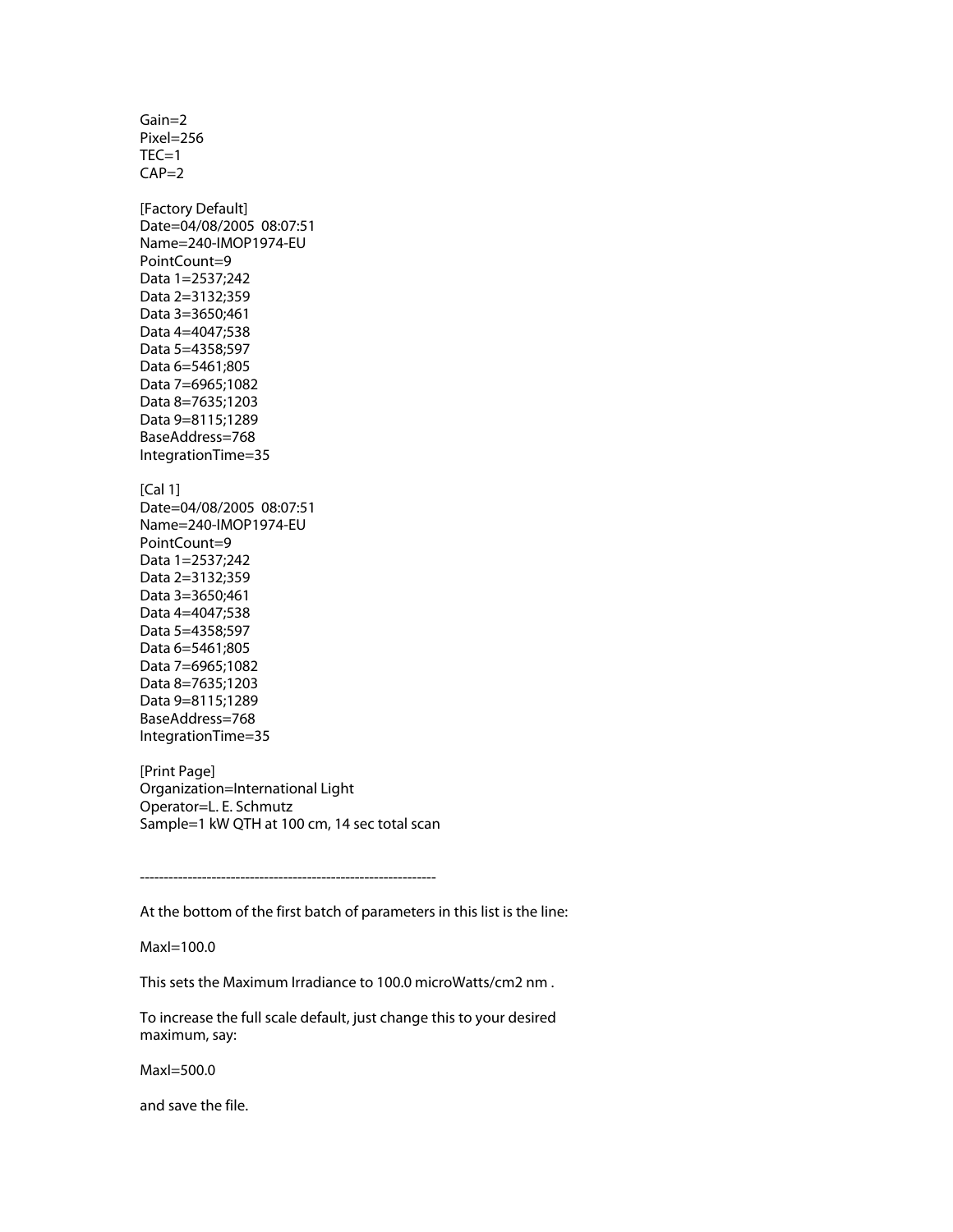Gain=2
Pixel=256
TEC=1
CAP=2

[Factory Default]
Date=04/08/2005 08:07:51
Name=240-IMOP1974-EU
PointCount=9
Data 1=2537;242
Data 2=3132;359
Data 3=3650;461
Data 4=4047;538
Data 5=4358;597
Data 6=5461;805
Data 7=6965;1082
Data 8=7635;1203
Data 9=8115;1289
BaseAddress=768
IntegrationTime=35

[Cal 1]
Date=04/08/2005 08:07:51
Name=240-IMOP1974-EU
PointCount=9
Data 1=2537;242
Data 2=3132;359
Data 3=3650;461
Data 4=4047;538
Data 5=4358;597
Data 6=5461;805
Data 7=6965;1082
Data 8=7635;1203
Data 9=8115;1289
BaseAddress=768
IntegrationTime=35

[Print Page]
Organization=International Light
Operator=L. E. Schmutz
Sample=1 kW QTH at 100 cm, 14 sec total scan

---------------------------------------------------------------

At the bottom of the first batch of parameters in this list is the line:

MaxI=100.0

This sets the Maximum Irradiance to 100.0 microWatts/cm2 nm .

To increase the full scale default, just change this to your desired maximum, say:

MaxI=500.0

and save the file.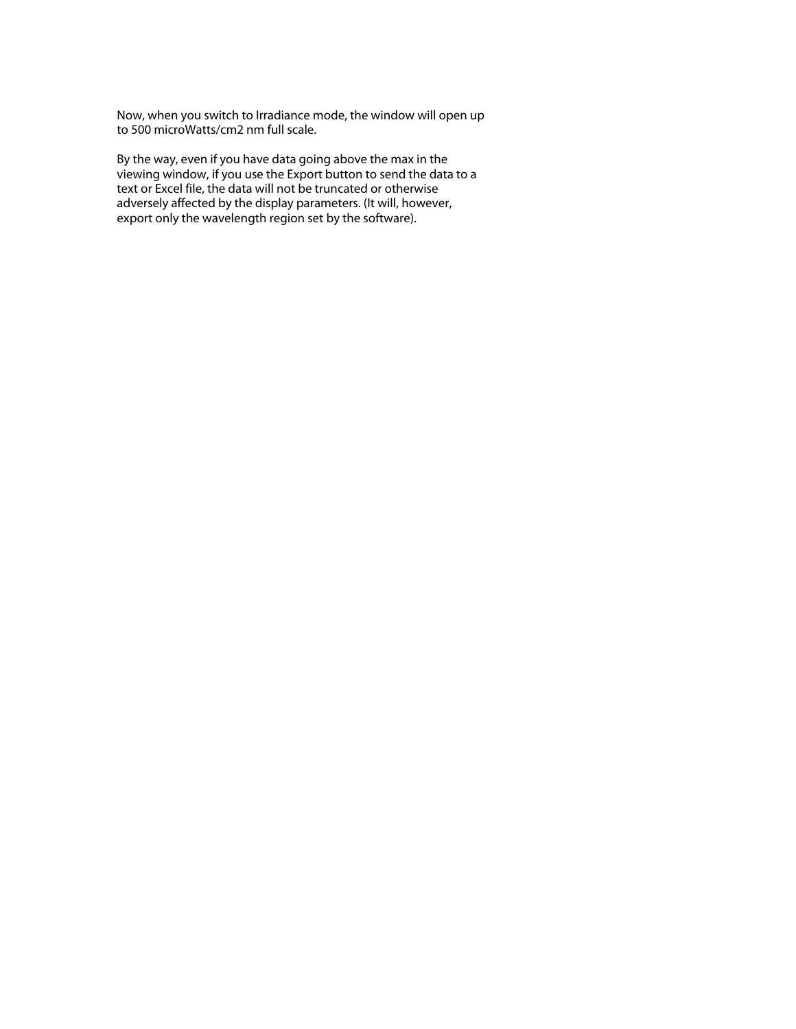Now, when you switch to Irradiance mode, the window will open up to 500 microWatts/cm2 nm full scale.

By the way, even if you have data going above the max in the viewing window, if you use the Export button to send the data to a text or Excel file, the data will not be truncated or otherwise adversely affected by the display parameters. (It will, however, export only the wavelength region set by the software).